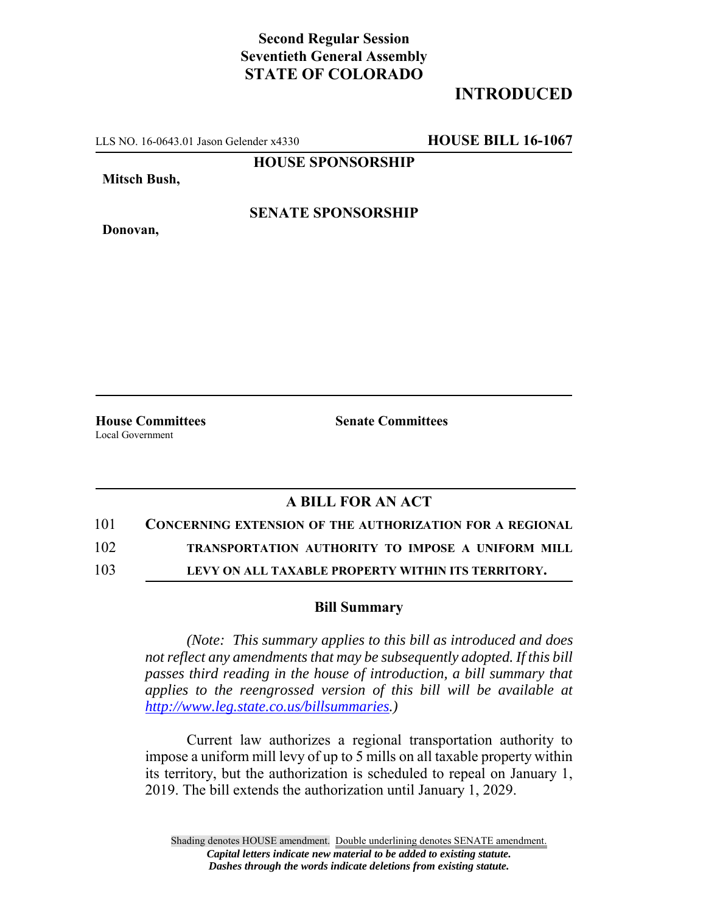**Second Regular Session**
**Seventieth General Assembly**
**STATE OF COLORADO**

## INTRODUCED

LLS NO. 16-0643.01 Jason Gelender x4330 **HOUSE BILL 16-1067**

**HOUSE SPONSORSHIP**

**Mitsch Bush,**

**SENATE SPONSORSHIP**

**Donovan,**

**House Committees**
Local Government

**Senate Committees**

### A BILL FOR AN ACT

101 **CONCERNING EXTENSION OF THE AUTHORIZATION FOR A REGIONAL**
102 **TRANSPORTATION AUTHORITY TO IMPOSE A UNIFORM MILL**
103 **LEVY ON ALL TAXABLE PROPERTY WITHIN ITS TERRITORY.**

### Bill Summary

*(Note: This summary applies to this bill as introduced and does not reflect any amendments that may be subsequently adopted. If this bill passes third reading in the house of introduction, a bill summary that applies to the reengrossed version of this bill will be available at http://www.leg.state.co.us/billsummaries.)*

Current law authorizes a regional transportation authority to impose a uniform mill levy of up to 5 mills on all taxable property within its territory, but the authorization is scheduled to repeal on January 1, 2019. The bill extends the authorization until January 1, 2029.

Shading denotes HOUSE amendment. Double underlining denotes SENATE amendment.
*Capital letters indicate new material to be added to existing statute.*
*Dashes through the words indicate deletions from existing statute.*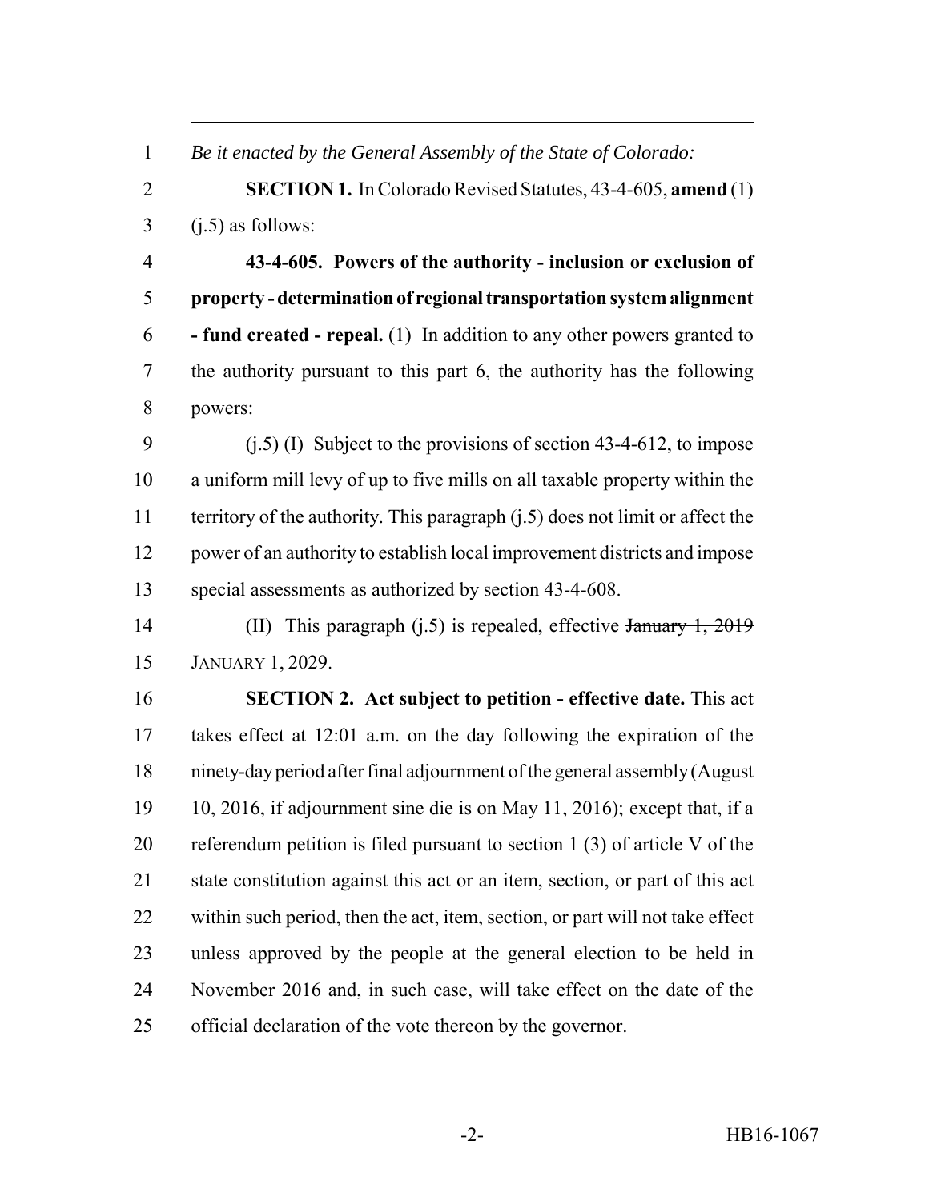*Be it enacted by the General Assembly of the State of Colorado:*

**SECTION 1.** In Colorado Revised Statutes, 43-4-605, **amend** (1) (j.5) as follows:

**43-4-605. Powers of the authority - inclusion or exclusion of property - determination of regional transportation system alignment - fund created - repeal.** (1) In addition to any other powers granted to the authority pursuant to this part 6, the authority has the following powers:

(j.5) (I) Subject to the provisions of section 43-4-612, to impose a uniform mill levy of up to five mills on all taxable property within the territory of the authority. This paragraph (j.5) does not limit or affect the power of an authority to establish local improvement districts and impose special assessments as authorized by section 43-4-608.

(II) This paragraph (j.5) is repealed, effective ~~January 1, 2019~~ JANUARY 1, 2029.

**SECTION 2. Act subject to petition - effective date.** This act takes effect at 12:01 a.m. on the day following the expiration of the ninety-day period after final adjournment of the general assembly (August 10, 2016, if adjournment sine die is on May 11, 2016); except that, if a referendum petition is filed pursuant to section 1 (3) of article V of the state constitution against this act or an item, section, or part of this act within such period, then the act, item, section, or part will not take effect unless approved by the people at the general election to be held in November 2016 and, in such case, will take effect on the date of the official declaration of the vote thereon by the governor.